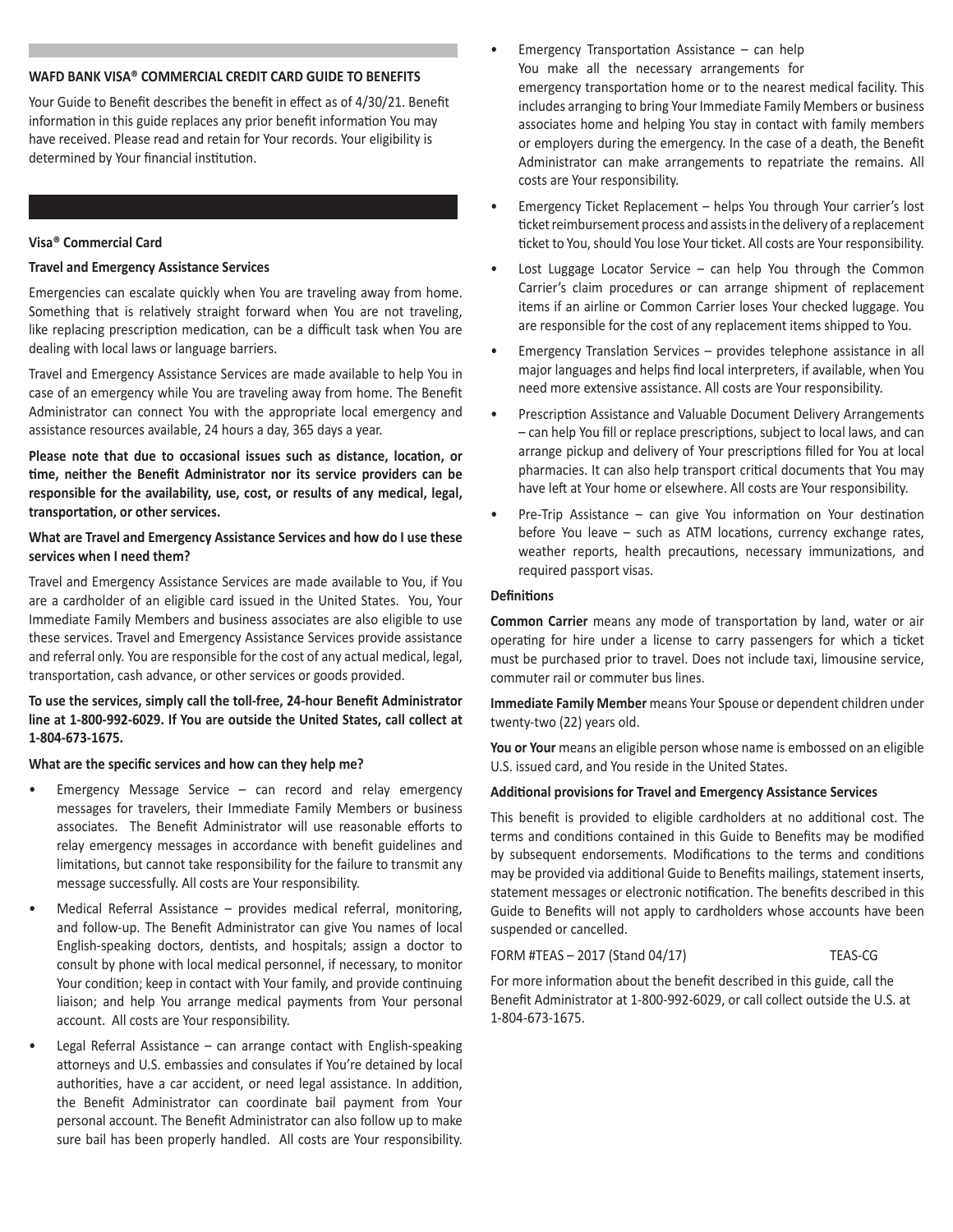## WAFD BANK VISA® COMMERCIAL CREDIT CARD GUIDE TO BENEFITS

Your Guide to Benefit describes the benefit in effect as of 4/30/21. Benefit information in this guide replaces any prior benefit information You may have received. Please read and retain for Your records. Your eligibility is determined by Your financial institution.

### Visa® Commercial Card

### Travel and Emergency Assistance Services

Emergencies can escalate quickly when You are traveling away from home. Something that is relatively straight forward when You are not traveling, like replacing prescription medication, can be a difficult task when You are dealing with local laws or language barriers.

Travel and Emergency Assistance Services are made available to help You in case of an emergency while You are traveling away from home. The Benefit Administrator can connect You with the appropriate local emergency and assistance resources available, 24 hours a day, 365 days a year.

**Please note that due to occasional issues such as distance, location, or time, neither the Benefit Administrator nor its service providers can be responsible for the availability, use, cost, or results of any medical, legal, transportation, or other services.**

**What are Travel and Emergency Assistance Services and how do I use these services when I need them?**

Travel and Emergency Assistance Services are made available to You, if You are a cardholder of an eligible card issued in the United States. You, Your Immediate Family Members and business associates are also eligible to use these services. Travel and Emergency Assistance Services provide assistance and referral only. You are responsible for the cost of any actual medical, legal, transportation, cash advance, or other services or goods provided.

**To use the services, simply call the toll-free, 24-hour Benefit Administrator line at 1-800-992-6029. If You are outside the United States, call collect at 1-804-673-1675.**

**What are the specific services and how can they help me?**

- Emergency Message Service – can record and relay emergency messages for travelers, their Immediate Family Members or business associates. The Benefit Administrator will use reasonable efforts to relay emergency messages in accordance with benefit guidelines and limitations, but cannot take responsibility for the failure to transmit any message successfully. All costs are Your responsibility.
- Medical Referral Assistance – provides medical referral, monitoring, and follow-up. The Benefit Administrator can give You names of local English-speaking doctors, dentists, and hospitals; assign a doctor to consult by phone with local medical personnel, if necessary, to monitor Your condition; keep in contact with Your family, and provide continuing liaison; and help You arrange medical payments from Your personal account. All costs are Your responsibility.
- Legal Referral Assistance – can arrange contact with English-speaking attorneys and U.S. embassies and consulates if You're detained by local authorities, have a car accident, or need legal assistance. In addition, the Benefit Administrator can coordinate bail payment from Your personal account. The Benefit Administrator can also follow up to make sure bail has been properly handled. All costs are Your responsibility.
- Emergency Transportation Assistance – can help You make all the necessary arrangements for emergency transportation home or to the nearest medical facility. This includes arranging to bring Your Immediate Family Members or business associates home and helping You stay in contact with family members or employers during the emergency. In the case of a death, the Benefit Administrator can make arrangements to repatriate the remains. All costs are Your responsibility.
- Emergency Ticket Replacement – helps You through Your carrier's lost ticket reimbursement process and assists in the delivery of a replacement ticket to You, should You lose Your ticket. All costs are Your responsibility.
- Lost Luggage Locator Service – can help You through the Common Carrier's claim procedures or can arrange shipment of replacement items if an airline or Common Carrier loses Your checked luggage. You are responsible for the cost of any replacement items shipped to You.
- Emergency Translation Services – provides telephone assistance in all major languages and helps find local interpreters, if available, when You need more extensive assistance. All costs are Your responsibility.
- Prescription Assistance and Valuable Document Delivery Arrangements – can help You fill or replace prescriptions, subject to local laws, and can arrange pickup and delivery of Your prescriptions filled for You at local pharmacies. It can also help transport critical documents that You may have left at Your home or elsewhere. All costs are Your responsibility.
- Pre-Trip Assistance – can give You information on Your destination before You leave – such as ATM locations, currency exchange rates, weather reports, health precautions, necessary immunizations, and required passport visas.

**Definitions**

**Common Carrier** means any mode of transportation by land, water or air operating for hire under a license to carry passengers for which a ticket must be purchased prior to travel. Does not include taxi, limousine service, commuter rail or commuter bus lines.

**Immediate Family Member** means Your Spouse or dependent children under twenty-two (22) years old.

**You or Your** means an eligible person whose name is embossed on an eligible U.S. issued card, and You reside in the United States.

**Additional provisions for Travel and Emergency Assistance Services**

This benefit is provided to eligible cardholders at no additional cost. The terms and conditions contained in this Guide to Benefits may be modified by subsequent endorsements. Modifications to the terms and conditions may be provided via additional Guide to Benefits mailings, statement inserts, statement messages or electronic notification. The benefits described in this Guide to Benefits will not apply to cardholders whose accounts have been suspended or cancelled.

FORM #TEAS – 2017 (Stand 04/17) TEAS-CG

For more information about the benefit described in this guide, call the Benefit Administrator at 1-800-992-6029, or call collect outside the U.S. at 1-804-673-1675.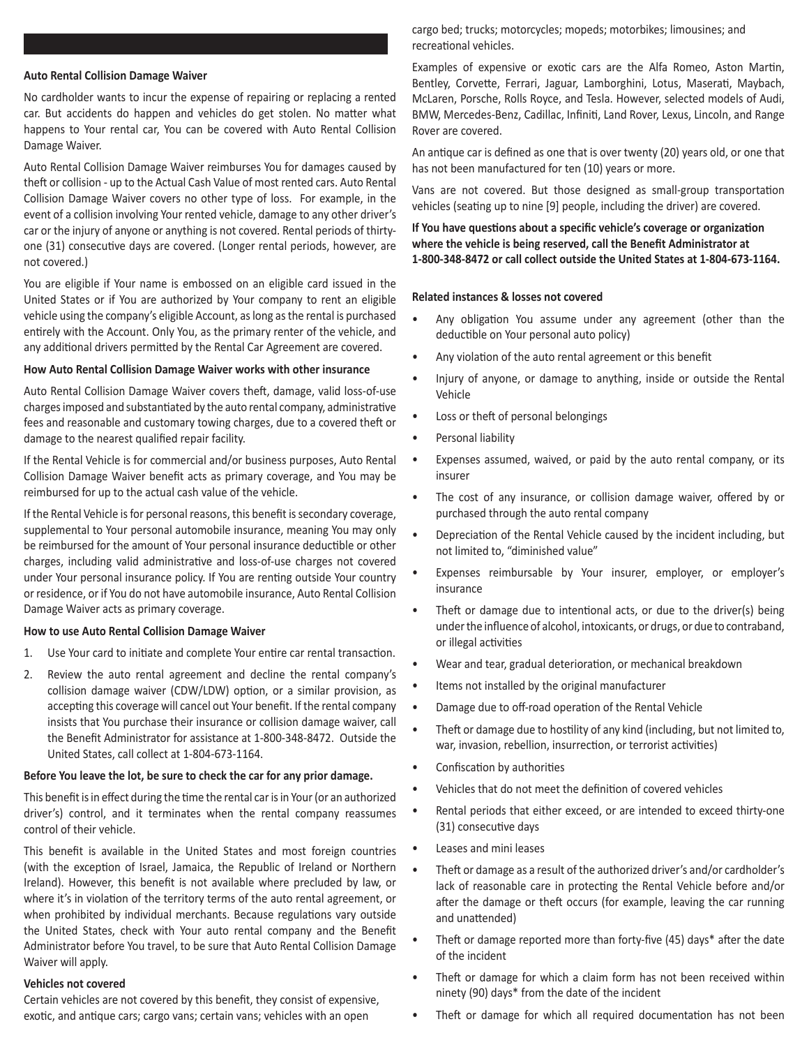## Auto Rental Collision Damage Waiver

No cardholder wants to incur the expense of repairing or replacing a rented car. But accidents do happen and vehicles do get stolen. No matter what happens to Your rental car, You can be covered with Auto Rental Collision Damage Waiver.

Auto Rental Collision Damage Waiver reimburses You for damages caused by theft or collision - up to the Actual Cash Value of most rented cars. Auto Rental Collision Damage Waiver covers no other type of loss. For example, in the event of a collision involving Your rented vehicle, damage to any other driver's car or the injury of anyone or anything is not covered. Rental periods of thirty-one (31) consecutive days are covered. (Longer rental periods, however, are not covered.)

You are eligible if Your name is embossed on an eligible card issued in the United States or if You are authorized by Your company to rent an eligible vehicle using the company's eligible Account, as long as the rental is purchased entirely with the Account. Only You, as the primary renter of the vehicle, and any additional drivers permitted by the Rental Car Agreement are covered.

### How Auto Rental Collision Damage Waiver works with other insurance

Auto Rental Collision Damage Waiver covers theft, damage, valid loss-of-use charges imposed and substantiated by the auto rental company, administrative fees and reasonable and customary towing charges, due to a covered theft or damage to the nearest qualified repair facility.

If the Rental Vehicle is for commercial and/or business purposes, Auto Rental Collision Damage Waiver benefit acts as primary coverage, and You may be reimbursed for up to the actual cash value of the vehicle.

If the Rental Vehicle is for personal reasons, this benefit is secondary coverage, supplemental to Your personal automobile insurance, meaning You may only be reimbursed for the amount of Your personal insurance deductible or other charges, including valid administrative and loss-of-use charges not covered under Your personal insurance policy. If You are renting outside Your country or residence, or if You do not have automobile insurance, Auto Rental Collision Damage Waiver acts as primary coverage.

### How to use Auto Rental Collision Damage Waiver

1. Use Your card to initiate and complete Your entire car rental transaction.
2. Review the auto rental agreement and decline the rental company's collision damage waiver (CDW/LDW) option, or a similar provision, as accepting this coverage will cancel out Your benefit. If the rental company insists that You purchase their insurance or collision damage waiver, call the Benefit Administrator for assistance at 1-800-348-8472. Outside the United States, call collect at 1-804-673-1164.

**Before You leave the lot, be sure to check the car for any prior damage.**

This benefit is in effect during the time the rental car is in Your (or an authorized driver's) control, and it terminates when the rental company reassumes control of their vehicle.

This benefit is available in the United States and most foreign countries (with the exception of Israel, Jamaica, the Republic of Ireland or Northern Ireland). However, this benefit is not available where precluded by law, or where it's in violation of the territory terms of the auto rental agreement, or when prohibited by individual merchants. Because regulations vary outside the United States, check with Your auto rental company and the Benefit Administrator before You travel, to be sure that Auto Rental Collision Damage Waiver will apply.

### Vehicles not covered

Certain vehicles are not covered by this benefit, they consist of expensive, exotic, and antique cars; cargo vans; certain vans; vehicles with an open cargo bed; trucks; motorcycles; mopeds; motorbikes; limousines; and recreational vehicles.

Examples of expensive or exotic cars are the Alfa Romeo, Aston Martin, Bentley, Corvette, Ferrari, Jaguar, Lamborghini, Lotus, Maserati, Maybach, McLaren, Porsche, Rolls Royce, and Tesla. However, selected models of Audi, BMW, Mercedes-Benz, Cadillac, Infiniti, Land Rover, Lexus, Lincoln, and Range Rover are covered.

An antique car is defined as one that is over twenty (20) years old, or one that has not been manufactured for ten (10) years or more.

Vans are not covered. But those designed as small-group transportation vehicles (seating up to nine [9] people, including the driver) are covered.

**If You have questions about a specific vehicle's coverage or organization where the vehicle is being reserved, call the Benefit Administrator at 1-800-348-8472 or call collect outside the United States at 1-804-673-1164.**

### Related instances & losses not covered

- Any obligation You assume under any agreement (other than the deductible on Your personal auto policy)
- Any violation of the auto rental agreement or this benefit
- Injury of anyone, or damage to anything, inside or outside the Rental Vehicle
- Loss or theft of personal belongings
- Personal liability
- Expenses assumed, waived, or paid by the auto rental company, or its insurer
- The cost of any insurance, or collision damage waiver, offered by or purchased through the auto rental company
- Depreciation of the Rental Vehicle caused by the incident including, but not limited to, "diminished value"
- Expenses reimbursable by Your insurer, employer, or employer's insurance
- Theft or damage due to intentional acts, or due to the driver(s) being under the influence of alcohol, intoxicants, or drugs, or due to contraband, or illegal activities
- Wear and tear, gradual deterioration, or mechanical breakdown
- Items not installed by the original manufacturer
- Damage due to off-road operation of the Rental Vehicle
- Theft or damage due to hostility of any kind (including, but not limited to, war, invasion, rebellion, insurrection, or terrorist activities)
- Confiscation by authorities
- Vehicles that do not meet the definition of covered vehicles
- Rental periods that either exceed, or are intended to exceed thirty-one (31) consecutive days
- Leases and mini leases
- Theft or damage as a result of the authorized driver's and/or cardholder's lack of reasonable care in protecting the Rental Vehicle before and/or after the damage or theft occurs (for example, leaving the car running and unattended)
- Theft or damage reported more than forty-five (45) days* after the date of the incident
- Theft or damage for which a claim form has not been received within ninety (90) days* from the date of the incident
- Theft or damage for which all required documentation has not been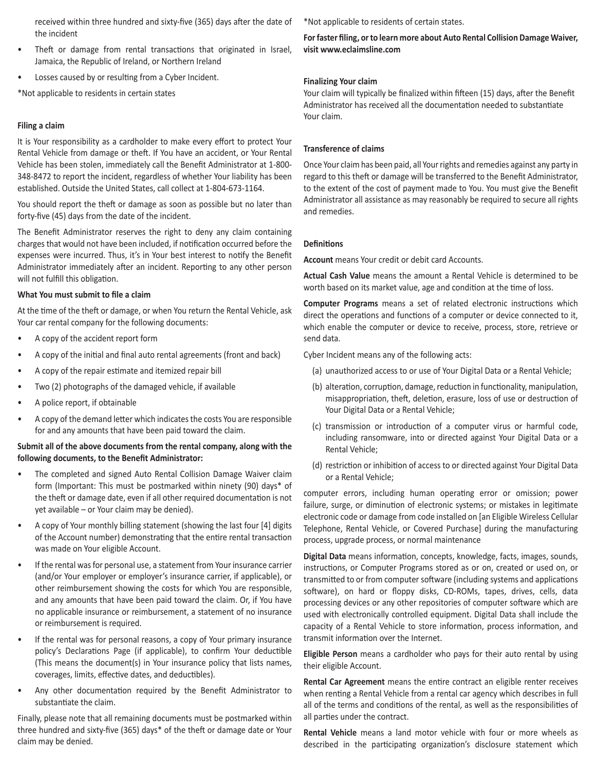received within three hundred and sixty-five (365) days after the date of the incident

- Theft or damage from rental transactions that originated in Israel, Jamaica, the Republic of Ireland, or Northern Ireland
- Losses caused by or resulting from a Cyber Incident.

*Not applicable to residents in certain states

**Filing a claim**

It is Your responsibility as a cardholder to make every effort to protect Your Rental Vehicle from damage or theft. If You have an accident, or Your Rental Vehicle has been stolen, immediately call the Benefit Administrator at 1-800-348-8472 to report the incident, regardless of whether Your liability has been established. Outside the United States, call collect at 1-804-673-1164.

You should report the theft or damage as soon as possible but no later than forty-five (45) days from the date of the incident.

The Benefit Administrator reserves the right to deny any claim containing charges that would not have been included, if notification occurred before the expenses were incurred. Thus, it's in Your best interest to notify the Benefit Administrator immediately after an incident. Reporting to any other person will not fulfill this obligation.

**What You must submit to file a claim**

At the time of the theft or damage, or when You return the Rental Vehicle, ask Your car rental company for the following documents:

- A copy of the accident report form
- A copy of the initial and final auto rental agreements (front and back)
- A copy of the repair estimate and itemized repair bill
- Two (2) photographs of the damaged vehicle, if available
- A police report, if obtainable
- A copy of the demand letter which indicates the costs You are responsible for and any amounts that have been paid toward the claim.

**Submit all of the above documents from the rental company, along with the following documents, to the Benefit Administrator:**

- The completed and signed Auto Rental Collision Damage Waiver claim form (Important: This must be postmarked within ninety (90) days* of the theft or damage date, even if all other required documentation is not yet available – or Your claim may be denied).
- A copy of Your monthly billing statement (showing the last four [4] digits of the Account number) demonstrating that the entire rental transaction was made on Your eligible Account.
- If the rental was for personal use, a statement from Your insurance carrier (and/or Your employer or employer's insurance carrier, if applicable), or other reimbursement showing the costs for which You are responsible, and any amounts that have been paid toward the claim. Or, if You have no applicable insurance or reimbursement, a statement of no insurance or reimbursement is required.
- If the rental was for personal reasons, a copy of Your primary insurance policy's Declarations Page (if applicable), to confirm Your deductible (This means the document(s) in Your insurance policy that lists names, coverages, limits, effective dates, and deductibles).
- Any other documentation required by the Benefit Administrator to substantiate the claim.

Finally, please note that all remaining documents must be postmarked within three hundred and sixty-five (365) days* of the theft or damage date or Your claim may be denied.

*Not applicable to residents of certain states.

**For faster filing, or to learn more about Auto Rental Collision Damage Waiver, visit www.eclaimsline.com**

**Finalizing Your claim**

Your claim will typically be finalized within fifteen (15) days, after the Benefit Administrator has received all the documentation needed to substantiate Your claim.

**Transference of claims**

Once Your claim has been paid, all Your rights and remedies against any party in regard to this theft or damage will be transferred to the Benefit Administrator, to the extent of the cost of payment made to You. You must give the Benefit Administrator all assistance as may reasonably be required to secure all rights and remedies.

**Definitions**

**Account** means Your credit or debit card Accounts.

**Actual Cash Value** means the amount a Rental Vehicle is determined to be worth based on its market value, age and condition at the time of loss.

**Computer Programs** means a set of related electronic instructions which direct the operations and functions of a computer or device connected to it, which enable the computer or device to receive, process, store, retrieve or send data.

Cyber Incident means any of the following acts:

(a) unauthorized access to or use of Your Digital Data or a Rental Vehicle;

(b) alteration, corruption, damage, reduction in functionality, manipulation, misappropriation, theft, deletion, erasure, loss of use or destruction of Your Digital Data or a Rental Vehicle;

(c) transmission or introduction of a computer virus or harmful code, including ransomware, into or directed against Your Digital Data or a Rental Vehicle;

(d) restriction or inhibition of access to or directed against Your Digital Data or a Rental Vehicle;

computer errors, including human operating error or omission; power failure, surge, or diminution of electronic systems; or mistakes in legitimate electronic code or damage from code installed on [an Eligible Wireless Cellular Telephone, Rental Vehicle, or Covered Purchase] during the manufacturing process, upgrade process, or normal maintenance

**Digital Data** means information, concepts, knowledge, facts, images, sounds, instructions, or Computer Programs stored as or on, created or used on, or transmitted to or from computer software (including systems and applications software), on hard or floppy disks, CD-ROMs, tapes, drives, cells, data processing devices or any other repositories of computer software which are used with electronically controlled equipment. Digital Data shall include the capacity of a Rental Vehicle to store information, process information, and transmit information over the Internet.

**Eligible Person** means a cardholder who pays for their auto rental by using their eligible Account.

**Rental Car Agreement** means the entire contract an eligible renter receives when renting a Rental Vehicle from a rental car agency which describes in full all of the terms and conditions of the rental, as well as the responsibilities of all parties under the contract.

**Rental Vehicle** means a land motor vehicle with four or more wheels as described in the participating organization's disclosure statement which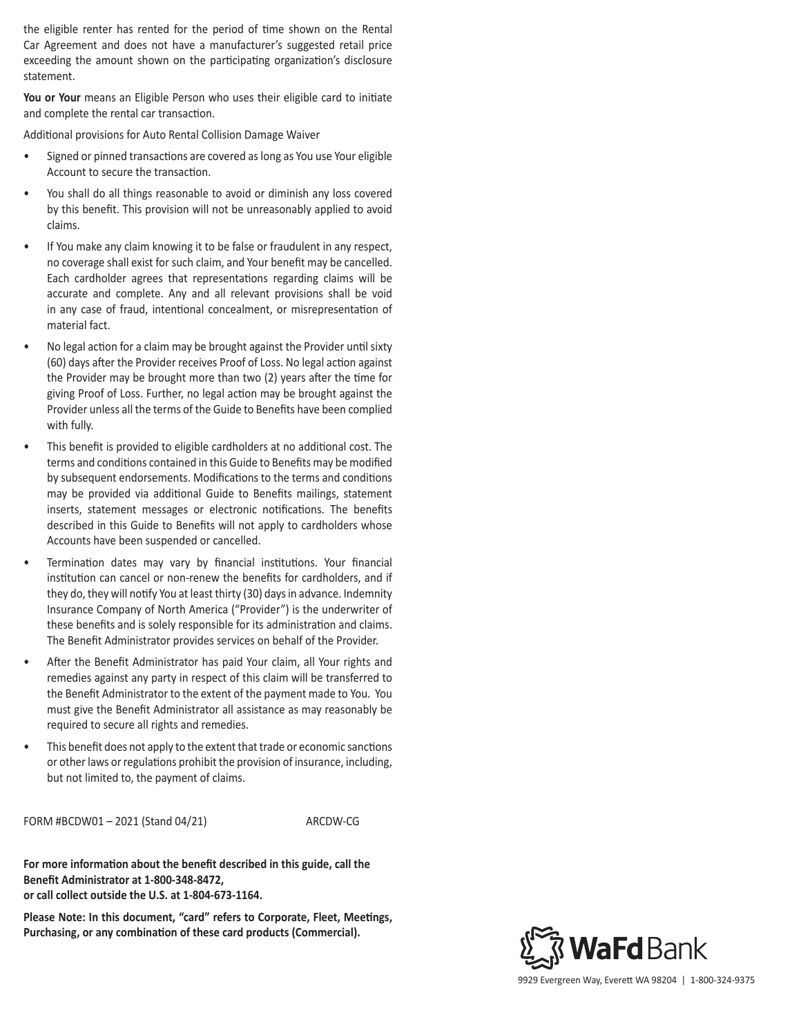the eligible renter has rented for the period of time shown on the Rental Car Agreement and does not have a manufacturer's suggested retail price exceeding the amount shown on the participating organization's disclosure statement.

**You or Your** means an Eligible Person who uses their eligible card to initiate and complete the rental car transaction.

Additional provisions for Auto Rental Collision Damage Waiver

- Signed or pinned transactions are covered as long as You use Your eligible Account to secure the transaction.
- You shall do all things reasonable to avoid or diminish any loss covered by this benefit. This provision will not be unreasonably applied to avoid claims.
- If You make any claim knowing it to be false or fraudulent in any respect, no coverage shall exist for such claim, and Your benefit may be cancelled. Each cardholder agrees that representations regarding claims will be accurate and complete. Any and all relevant provisions shall be void in any case of fraud, intentional concealment, or misrepresentation of material fact.
- No legal action for a claim may be brought against the Provider until sixty (60) days after the Provider receives Proof of Loss. No legal action against the Provider may be brought more than two (2) years after the time for giving Proof of Loss. Further, no legal action may be brought against the Provider unless all the terms of the Guide to Benefits have been complied with fully.
- This benefit is provided to eligible cardholders at no additional cost. The terms and conditions contained in this Guide to Benefits may be modified by subsequent endorsements. Modifications to the terms and conditions may be provided via additional Guide to Benefits mailings, statement inserts, statement messages or electronic notifications. The benefits described in this Guide to Benefits will not apply to cardholders whose Accounts have been suspended or cancelled.
- Termination dates may vary by financial institutions. Your financial institution can cancel or non-renew the benefits for cardholders, and if they do, they will notify You at least thirty (30) days in advance. Indemnity Insurance Company of North America ("Provider") is the underwriter of these benefits and is solely responsible for its administration and claims. The Benefit Administrator provides services on behalf of the Provider.
- After the Benefit Administrator has paid Your claim, all Your rights and remedies against any party in respect of this claim will be transferred to the Benefit Administrator to the extent of the payment made to You. You must give the Benefit Administrator all assistance as may reasonably be required to secure all rights and remedies.
- This benefit does not apply to the extent that trade or economic sanctions or other laws or regulations prohibit the provision of insurance, including, but not limited to, the payment of claims.

FORM #BCDW01 – 2021 (Stand 04/21) ARCDW-CG

**For more information about the benefit described in this guide, call the Benefit Administrator at 1-800-348-8472, or call collect outside the U.S. at 1-804-673-1164.**

**Please Note: In this document, "card" refers to Corporate, Fleet, Meetings, Purchasing, or any combination of these card products (Commercial).**

WaFd Bank

9929 Evergreen Way, Everett WA 98204 | 1-800-324-9375